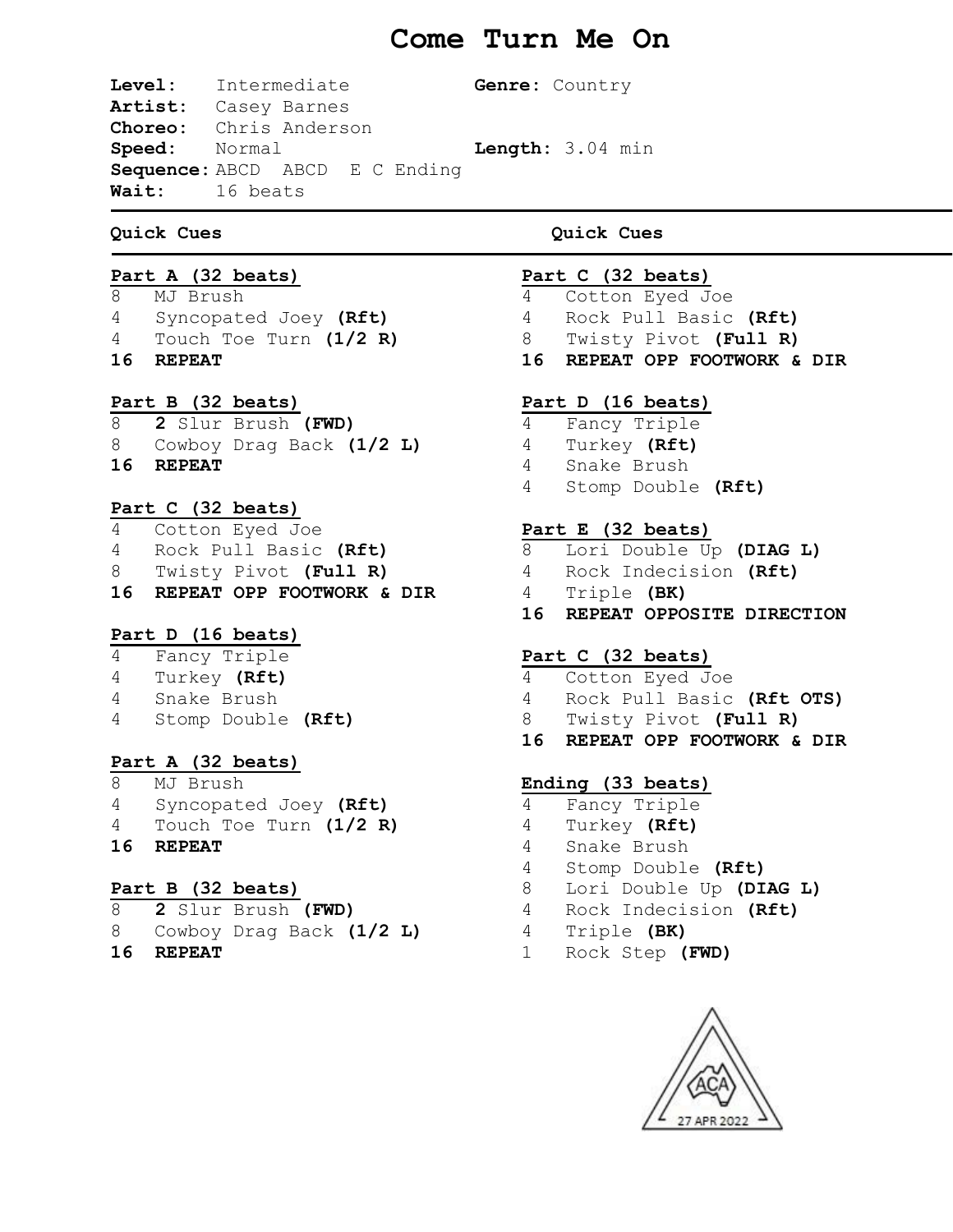# Come Turn Me On

**Level:** Intermediate **Genre:** Country
**Artist:** Casey Barnes
**Choreo:** Chris Anderson
**Speed:** Normal **Length:** 3.04 min
**Sequence:** ABCD ABCD E C Ending
**Wait:** 16 beats

**Quick Cues**

**Part A (32 beats)**

8 MJ Brush
4 Syncopated Joey **(Rft)**
4 Touch Toe Turn **(1/2 R)**
**16 REPEAT**

**Part B (32 beats)**

8 **2** Slur Brush **(FWD)**
8 Cowboy Drag Back **(1/2 L)**
**16 REPEAT**

**Part C (32 beats)**

4 Cotton Eyed Joe
4 Rock Pull Basic **(Rft)**
8 Twisty Pivot **(Full R)**
**16 REPEAT OPP FOOTWORK & DIR**

**Part D (16 beats)**

4 Fancy Triple
4 Turkey **(Rft)**
4 Snake Brush
4 Stomp Double **(Rft)**

**Part A (32 beats)**

8 MJ Brush
4 Syncopated Joey **(Rft)**
4 Touch Toe Turn **(1/2 R)**
**16 REPEAT**

**Part B (32 beats)**

8 **2** Slur Brush **(FWD)**
8 Cowboy Drag Back **(1/2 L)**
**16 REPEAT**

**Quick Cues**

**Part C (32 beats)**

4 Cotton Eyed Joe
4 Rock Pull Basic **(Rft)**
8 Twisty Pivot **(Full R)**
**16 REPEAT OPP FOOTWORK & DIR**

**Part D (16 beats)**

4 Fancy Triple
4 Turkey **(Rft)**
4 Snake Brush
4 Stomp Double **(Rft)**

**Part E (32 beats)**

8 Lori Double Up **(DIAG L)**
4 Rock Indecision **(Rft)**
4 Triple **(BK)**
**16 REPEAT OPPOSITE DIRECTION**

**Part C (32 beats)**

4 Cotton Eyed Joe
4 Rock Pull Basic **(Rft OTS)**
8 Twisty Pivot **(Full R)**
**16 REPEAT OPP FOOTWORK & DIR**

**Ending (33 beats)**

4 Fancy Triple
4 Turkey **(Rft)**
4 Snake Brush
4 Stomp Double **(Rft)**
8 Lori Double Up **(DIAG L)**
4 Rock Indecision **(Rft)**
4 Triple **(BK)**
1 Rock Step **(FWD)**

ACA 27 APR 2022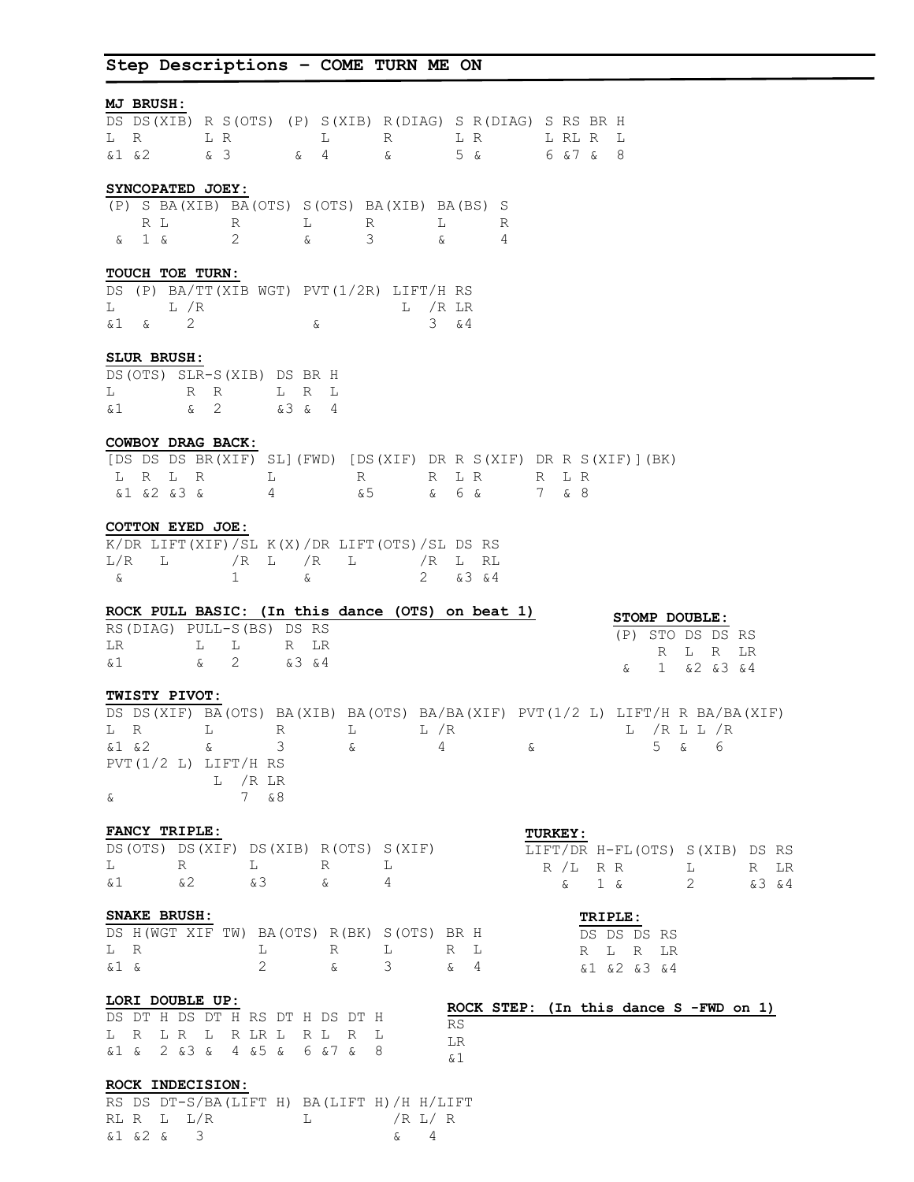## Step Descriptions – COME TURN ME ON

**MJ BRUSH:**

```
DS DS(XIB) R S(OTS) (P) S(XIB) R(DIAG) S R(DIAG) S RS BR H
L  R       L R          L      R       L R       L RL R  L
&1 &2      & 3       &  4      &       5 &       6 &7 &  8
```

**SYNCOPATED JOEY:**

```
(P) S BA(XIB) BA(OTS) S(OTS) BA(XIB) BA(BS) S
    R L       R       L      R       L      R
 &  1 &       2       &      3       &      4
```

**TOUCH TOE TURN:**

```
DS (P) BA/TT(XIB WGT) PVT(1/2R) LIFT/H RS
L      L /R                      L  /R LR
&1  &    2              &           3  &4
```

**SLUR BRUSH:**

```
DS(OTS) SLR-S(XIB) DS BR H
L       R  R       L  R  L
&1      &  2       &3 &  4
```

**COWBOY DRAG BACK:**

```
[DS DS DS BR(XIF) SL](FWD) [DS(XIF) DR R S(XIF) DR R S(XIF)](BK)
 L  R  L  R       L         R       R  L R      R  L R
 &1 &2 &3 &       4         &5      &  6 &      7  & 8
```

**COTTON EYED JOE:**

```
K/DR LIFT(XIF)/SL K(X)/DR LIFT(OTS)/SL DS RS
L/R  L        /R  L   /R  L        /R  L  RL
 &            1       &            2   &3 &4
```

**ROCK PULL BASIC: (In this dance (OTS) on beat 1)**

```
RS(DIAG) PULL-S(BS) DS RS
LR       L    L     R  LR
&1       &    2     &3 &4
```

**STOMP DOUBLE:**

```
(P) STO DS DS RS
    R   L  R  LR
 &  1   &2 &3 &4
```

**TWISTY PIVOT:**

```
DS DS(XIF) BA(OTS) BA(XIB) BA(OTS) BA/BA(XIF) PVT(1/2 L) LIFT/H R BA/BA(XIF)
L  R       L       R       L       L /R                    L  /R L L /R
&1 &2      &       3       &       4          &               5  &  6
PVT(1/2 L) LIFT/H RS
           L   /R LR
&              7  &8
```

**FANCY TRIPLE:**

```
DS(OTS) DS(XIF) DS(XIB) R(OTS) S(XIF)
L       R       L       R      L
&1      &2      &3      &      4
```

**TURKEY:**

```
LIFT/DR H-FL(OTS) S(XIB) DS RS
 R /L   R R       L      R  LR
   &    1 &       2      &3 &4
```

**SNAKE BRUSH:**

```
DS H(WGT XIF TW) BA(OTS) R(BK) S(OTS) BR H
L  R             L       R     L      R  L
&1 &             2       &     3      &  4
```

**TRIPLE:**

```
DS DS DS RS
R  L  R  LR
&1 &2 &3 &4
```

**LORI DOUBLE UP:**

```
DS DT H DS DT H RS DT H DS DT H
L  R  L R  L  R LR L  R L  R  L
&1 &  2 &3 &  4 &5 &  6 &7 &  8
```

**ROCK STEP: (In this dance S -FWD on 1)**

```
RS
LR
&1
```

**ROCK INDECISION:**

```
RS DS DT-S/BA(LIFT H) BA(LIFT H)/H H/LIFT
RL R  L  L/R          L         /R L/ R
&1 &2 &  3                      &  4
```